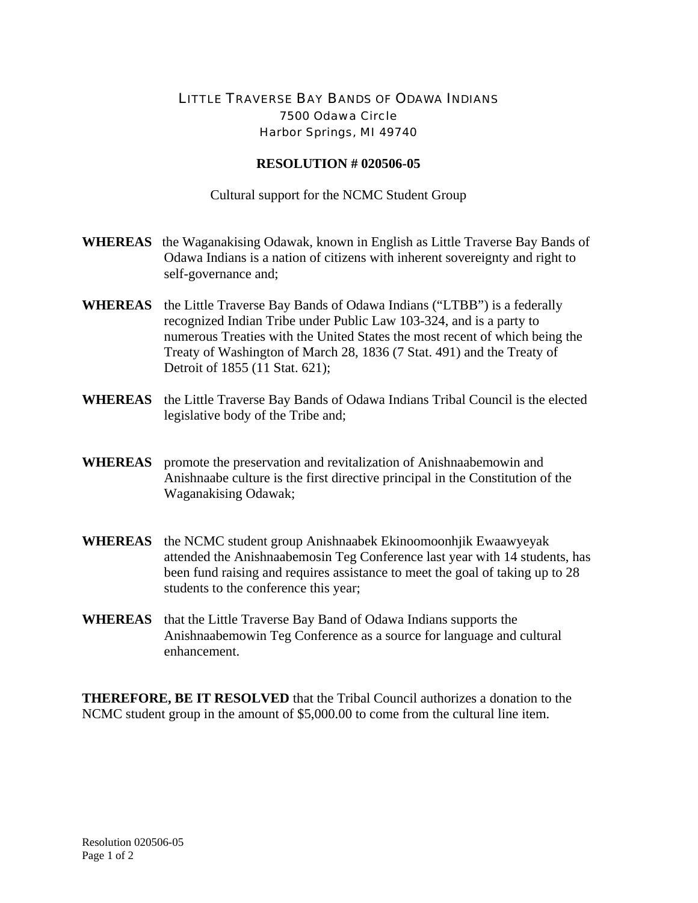# LITTLE TRAVERSE BAY BANDS OF ODAWA INDIANS

7500 Odawa Circle
Harbor Springs, MI 49740

## RESOLUTION # 020506-05

Cultural support for the NCMC Student Group

**WHEREAS** the Waganakising Odawak, known in English as Little Traverse Bay Bands of Odawa Indians is a nation of citizens with inherent sovereignty and right to self-governance and;

**WHEREAS** the Little Traverse Bay Bands of Odawa Indians ("LTBB") is a federally recognized Indian Tribe under Public Law 103-324, and is a party to numerous Treaties with the United States the most recent of which being the Treaty of Washington of March 28, 1836 (7 Stat. 491) and the Treaty of Detroit of 1855 (11 Stat. 621);

**WHEREAS** the Little Traverse Bay Bands of Odawa Indians Tribal Council is the elected legislative body of the Tribe and;

**WHEREAS** promote the preservation and revitalization of Anishnaabemowin and Anishnaabe culture is the first directive principal in the Constitution of the Waganakising Odawak;

**WHEREAS** the NCMC student group Anishnaabek Ekinoomoonhjik Ewaawyeyak attended the Anishnaabemosin Teg Conference last year with 14 students, has been fund raising and requires assistance to meet the goal of taking up to 28 students to the conference this year;

**WHEREAS** that the Little Traverse Bay Band of Odawa Indians supports the Anishnaabemowin Teg Conference as a source for language and cultural enhancement.

**THEREFORE, BE IT RESOLVED** that the Tribal Council authorizes a donation to the NCMC student group in the amount of $5,000.00 to come from the cultural line item.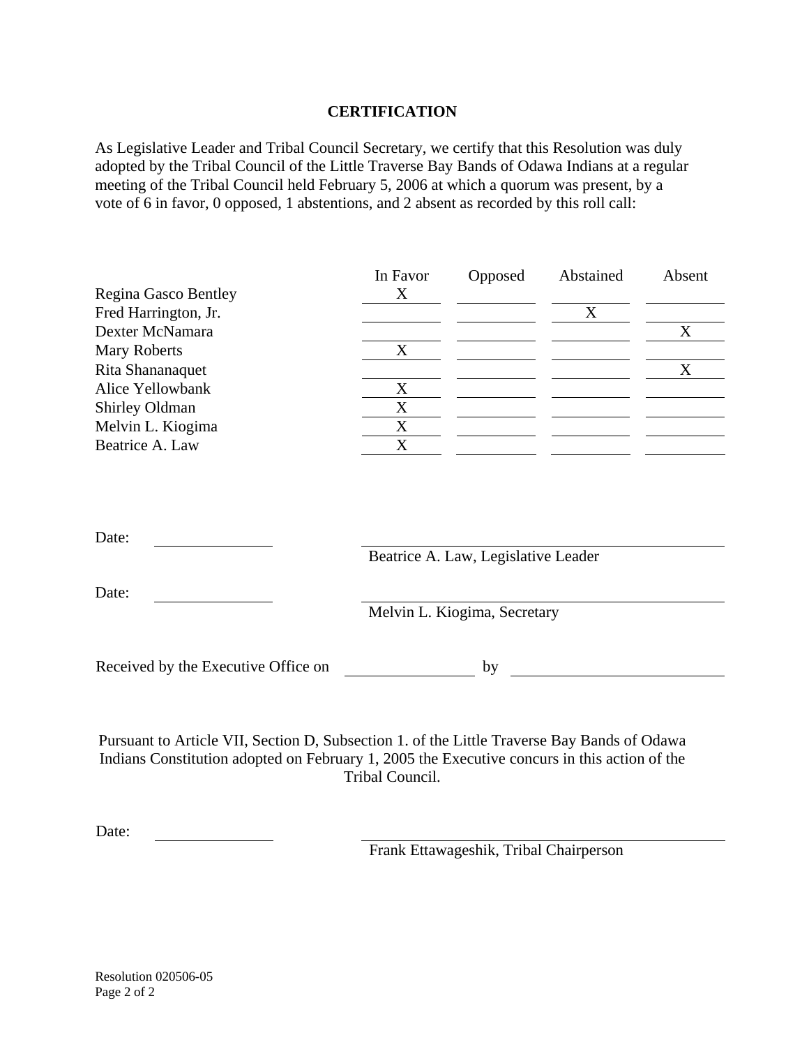**CERTIFICATION**

As Legislative Leader and Tribal Council Secretary, we certify that this Resolution was duly adopted by the Tribal Council of the Little Traverse Bay Bands of Odawa Indians at a regular meeting of the Tribal Council held February 5, 2006 at which a quorum was present, by a vote of 6 in favor, 0 opposed, 1 abstentions, and 2 absent as recorded by this roll call:

| | In Favor | Opposed | Abstained | Absent |
|---|---|---|---|---|
| Regina Gasco Bentley | X | | | |
| Fred Harrington, Jr. | | | X | |
| Dexter McNamara | | | | X |
| Mary Roberts | X | | | |
| Rita Shananaquet | | | | X |
| Alice Yellowbank | X | | | |
| Shirley Oldman | X | | | |
| Melvin L. Kiogima | X | | | |
| Beatrice A. Law | X | | | |

Date: ______________ ______________________________
Beatrice A. Law, Legislative Leader

Date: ______________ ______________________________
Melvin L. Kiogima, Secretary

Received by the Executive Office on ______________ by ______________________

Pursuant to Article VII, Section D, Subsection 1. of the Little Traverse Bay Bands of Odawa Indians Constitution adopted on February 1, 2005 the Executive concurs in this action of the Tribal Council.

Date: ______________ ______________________________
Frank Ettawageshik, Tribal Chairperson

Resolution 020506-05